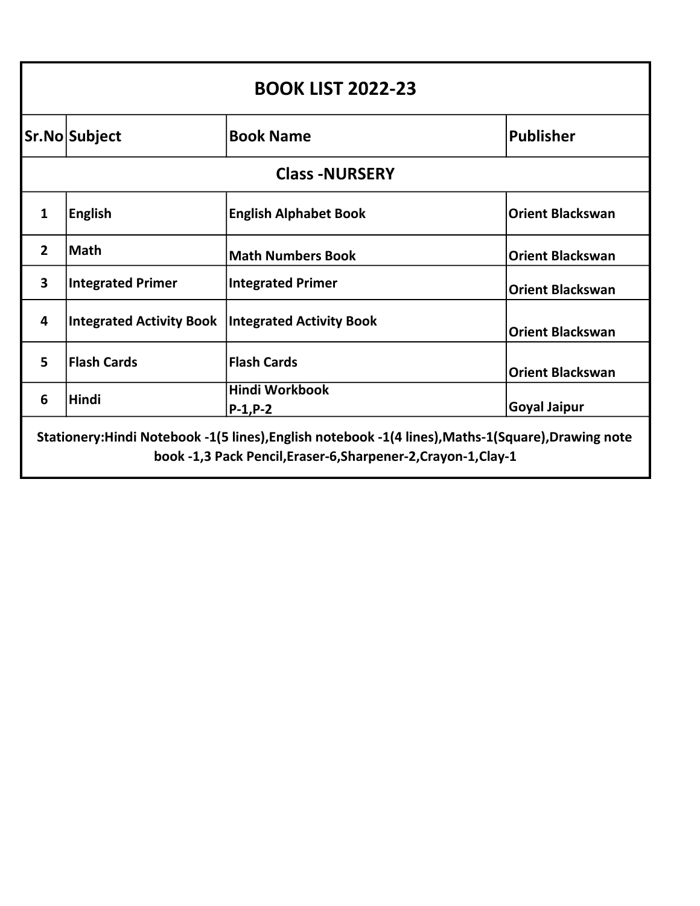# BOOK LIST 2022-23

| Sr.No | Subject | Book Name | Publisher |
|---|---|---|---|
| **Class -NURSERY** | | | |
| 1 | English | English Alphabet Book | Orient Blackswan |
| 2 | Math | Math Numbers Book | Orient Blackswan |
| 3 | Integrated Primer | Integrated Primer | Orient Blackswan |
| 4 | Integrated Activity Book | Integrated Activity Book | Orient Blackswan |
| 5 | Flash Cards | Flash Cards | Orient Blackswan |
| 6 | Hindi | Hindi Workbook P-1,P-2 | Goyal Jaipur |

**Stationery:Hindi Notebook -1(5 lines),English notebook -1(4 lines),Maths-1(Square),Drawing note book -1,3 Pack Pencil,Eraser-6,Sharpener-2,Crayon-1,Clay-1**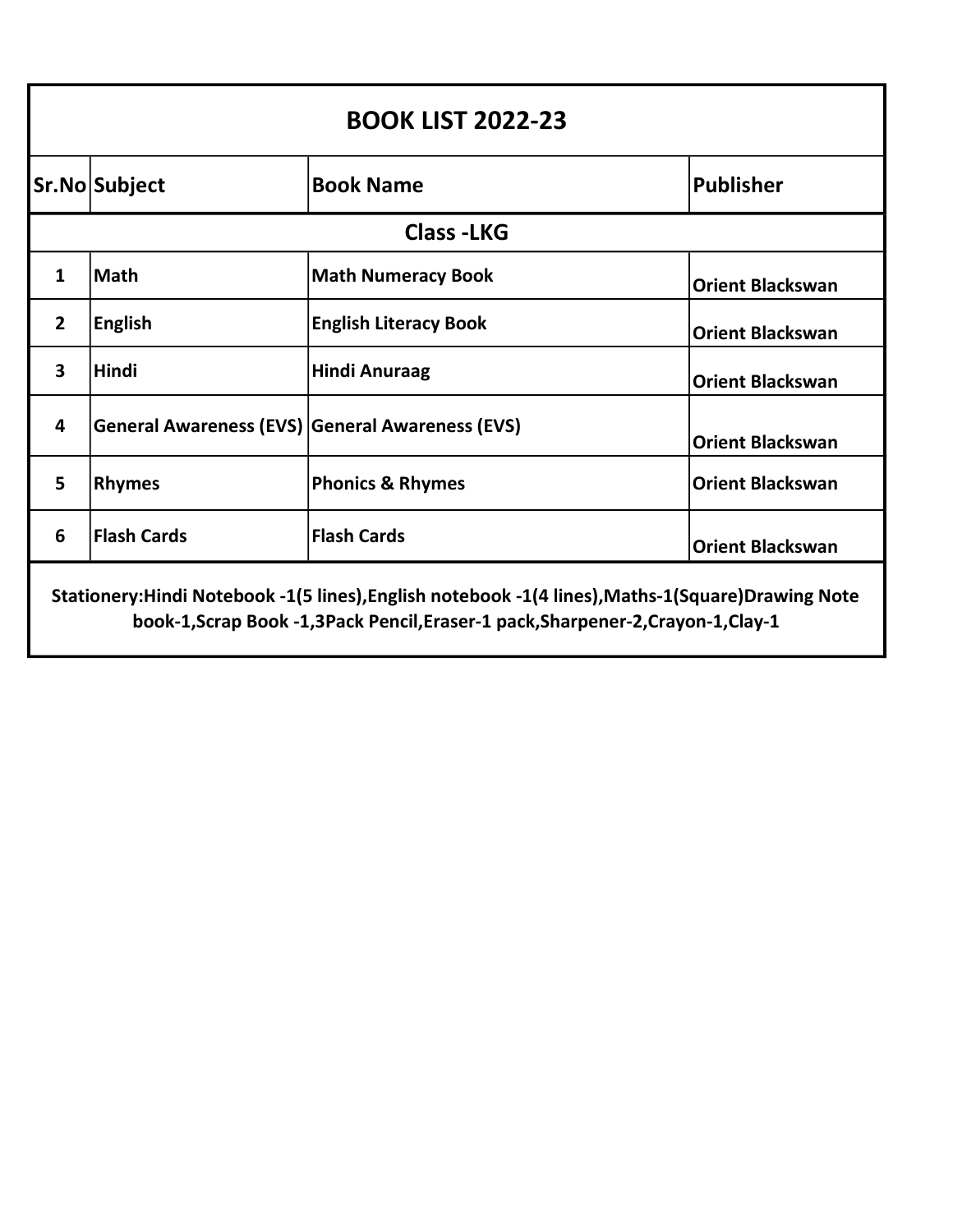# BOOK LIST 2022-23

| Sr.No | Subject | Book Name | Publisher |
| --- | --- | --- | --- |
| **Class -LKG** | | | |
| 1 | Math | Math Numeracy Book | Orient Blackswan |
| 2 | English | English Literacy Book | Orient Blackswan |
| 3 | Hindi | Hindi Anuraag | Orient Blackswan |
| 4 | General Awareness (EVS) | General Awareness (EVS) | Orient Blackswan |
| 5 | Rhymes | Phonics & Rhymes | Orient Blackswan |
| 6 | Flash Cards | Flash Cards | Orient Blackswan |

**Stationery:Hindi Notebook -1(5 lines),English notebook -1(4 lines),Maths-1(Square)Drawing Note book-1,Scrap Book -1,3Pack Pencil,Eraser-1 pack,Sharpener-2,Crayon-1,Clay-1**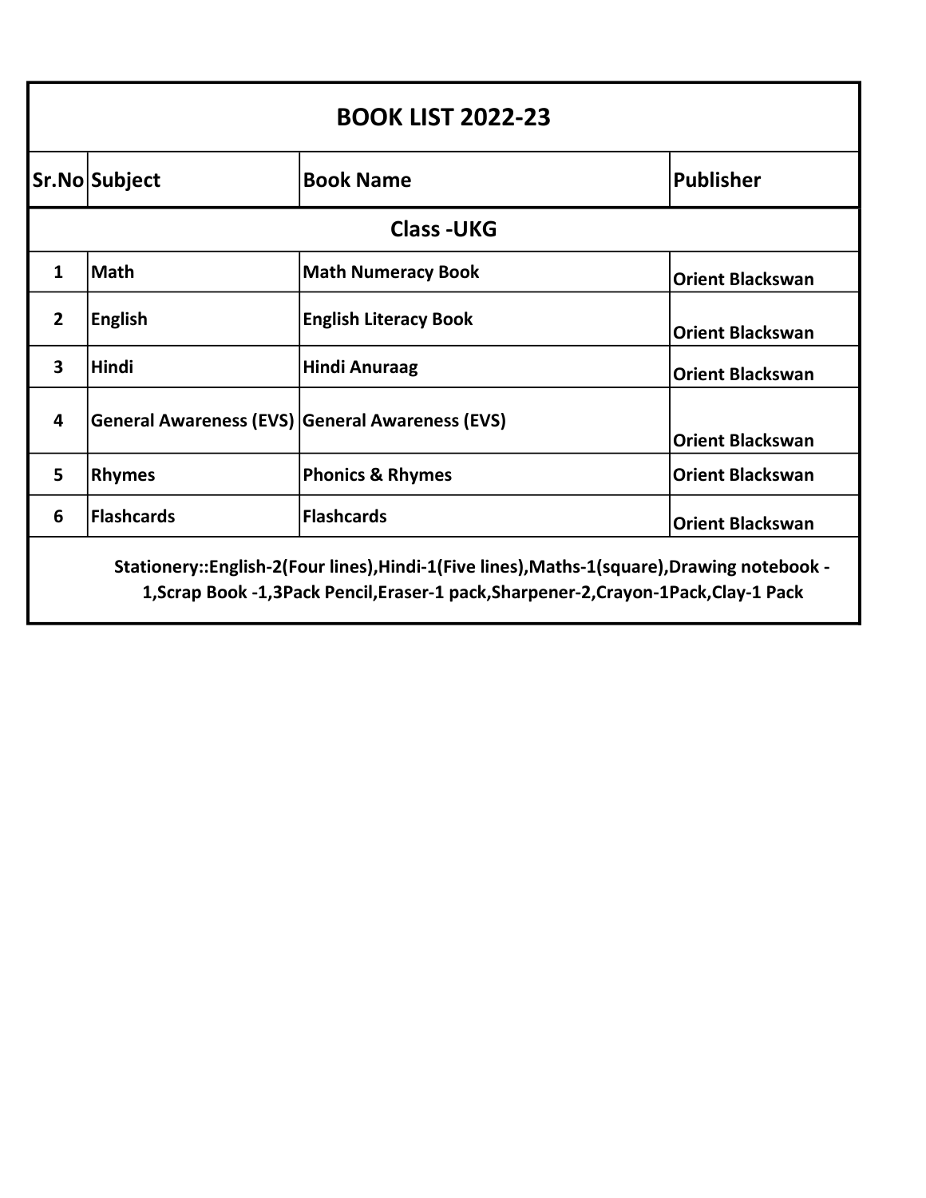## BOOK LIST 2022-23

| Sr.No | Subject | Book Name | Publisher |
|---|---|---|---|
| **Class -UKG** | | | |
| 1 | Math | Math Numeracy Book | Orient Blackswan |
| 2 | English | English Literacy Book | Orient Blackswan |
| 3 | Hindi | Hindi Anuraag | Orient Blackswan |
| 4 | General Awareness (EVS) | General Awareness (EVS) | Orient Blackswan |
| 5 | Rhymes | Phonics & Rhymes | Orient Blackswan |
| 6 | Flashcards | Flashcards | Orient Blackswan |

**Stationery::English-2(Four lines),Hindi-1(Five lines),Maths-1(square),Drawing notebook -1,Scrap Book -1,3Pack Pencil,Eraser-1 pack,Sharpener-2,Crayon-1Pack,Clay-1 Pack**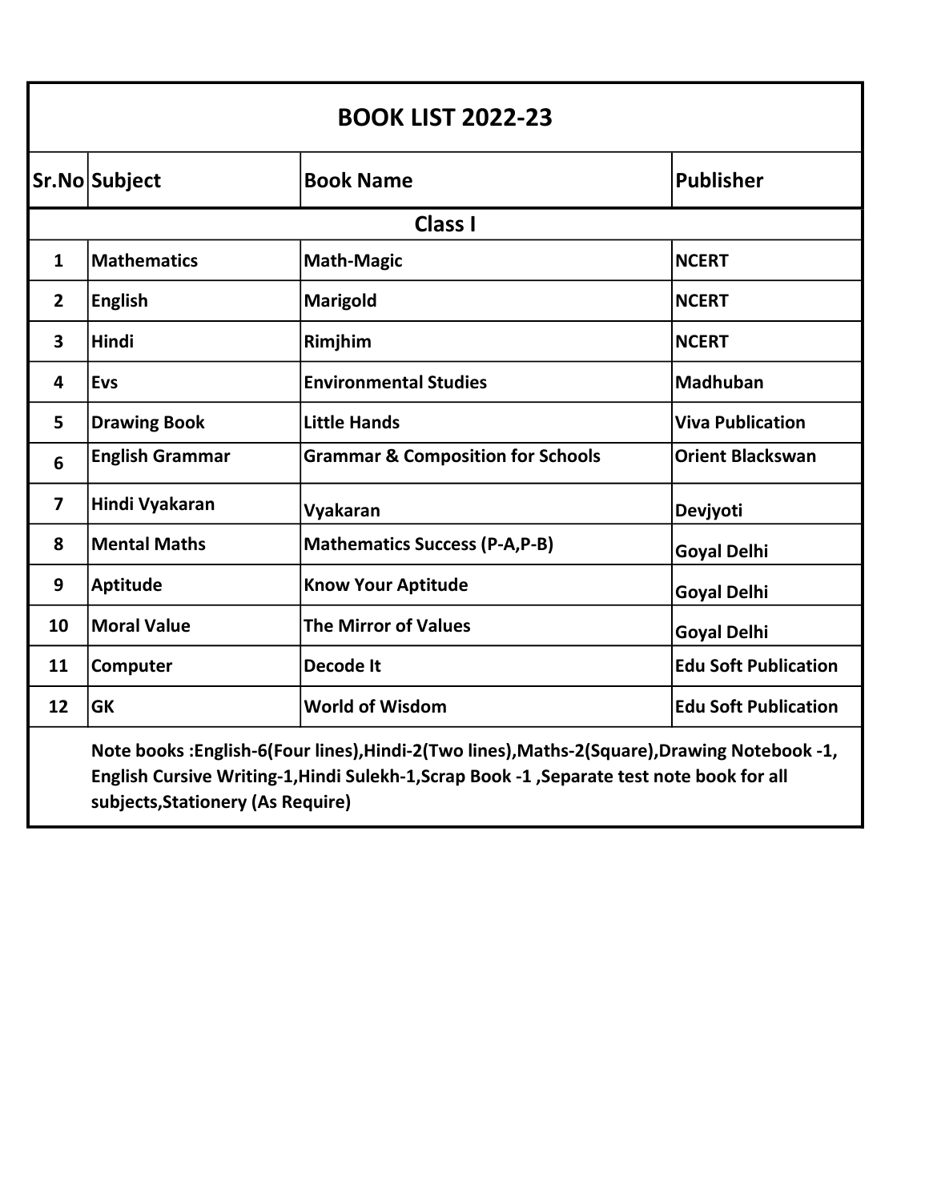| BOOK LIST 2022-23 | | | |
|---|---|---|---|
| **Sr.No** | **Subject** | **Book Name** | **Publisher** |
| **Class I** | | | |
| 1 | Mathematics | Math-Magic | NCERT |
| 2 | English | Marigold | NCERT |
| 3 | Hindi | Rimjhim | NCERT |
| 4 | Evs | Environmental Studies | Madhuban |
| 5 | Drawing Book | Little Hands | Viva Publication |
| 6 | English Grammar | Grammar & Composition for Schools | Orient Blackswan |
| 7 | Hindi Vyakaran | Vyakaran | Devjyoti |
| 8 | Mental Maths | Mathematics Success (P-A,P-B) | Goyal Delhi |
| 9 | Aptitude | Know Your Aptitude | Goyal Delhi |
| 10 | Moral Value | The Mirror of Values | Goyal Delhi |
| 11 | Computer | Decode It | Edu Soft Publication |
| 12 | GK | World of Wisdom | Edu Soft Publication |
| | Note books :English-6(Four lines),Hindi-2(Two lines),Maths-2(Square),Drawing Notebook -1, English Cursive Writing-1,Hindi Sulekh-1,Scrap Book -1 ,Separate test note book for all subjects,Stationery (As Require) | | |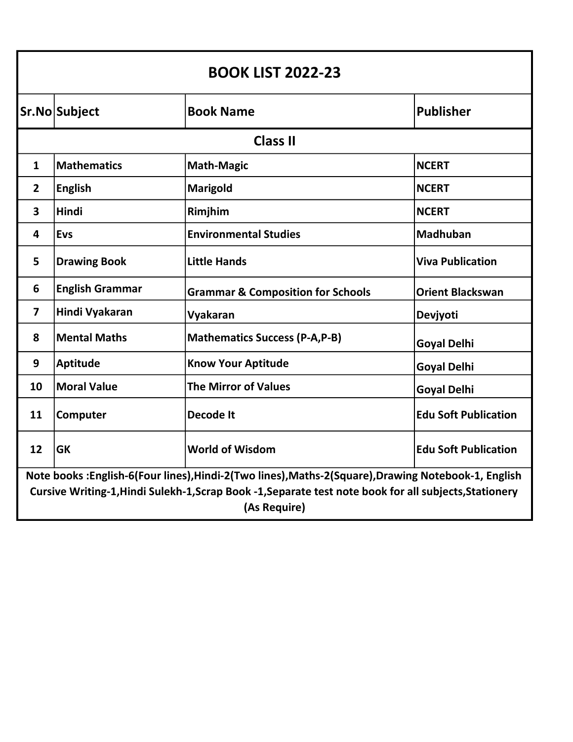# BOOK LIST 2022-23

| Sr.No | Subject | Book Name | Publisher |
|---|---|---|---|
| **Class II** | | | |
| 1 | Mathematics | Math-Magic | NCERT |
| 2 | English | Marigold | NCERT |
| 3 | Hindi | Rimjhim | NCERT |
| 4 | Evs | Environmental Studies | Madhuban |
| 5 | Drawing Book | Little Hands | Viva Publication |
| 6 | English Grammar | Grammar & Composition for Schools | Orient Blackswan |
| 7 | Hindi Vyakaran | Vyakaran | Devjyoti |
| 8 | Mental Maths | Mathematics Success (P-A,P-B) | Goyal Delhi |
| 9 | Aptitude | Know Your Aptitude | Goyal Delhi |
| 10 | Moral Value | The Mirror of Values | Goyal Delhi |
| 11 | Computer | Decode It | Edu Soft Publication |
| 12 | GK | World of Wisdom | Edu Soft Publication |

**Note books :English-6(Four lines),Hindi-2(Two lines),Maths-2(Square),Drawing Notebook-1, English Cursive Writing-1,Hindi Sulekh-1,Scrap Book -1,Separate test note book for all subjects,Stationery (As Require)**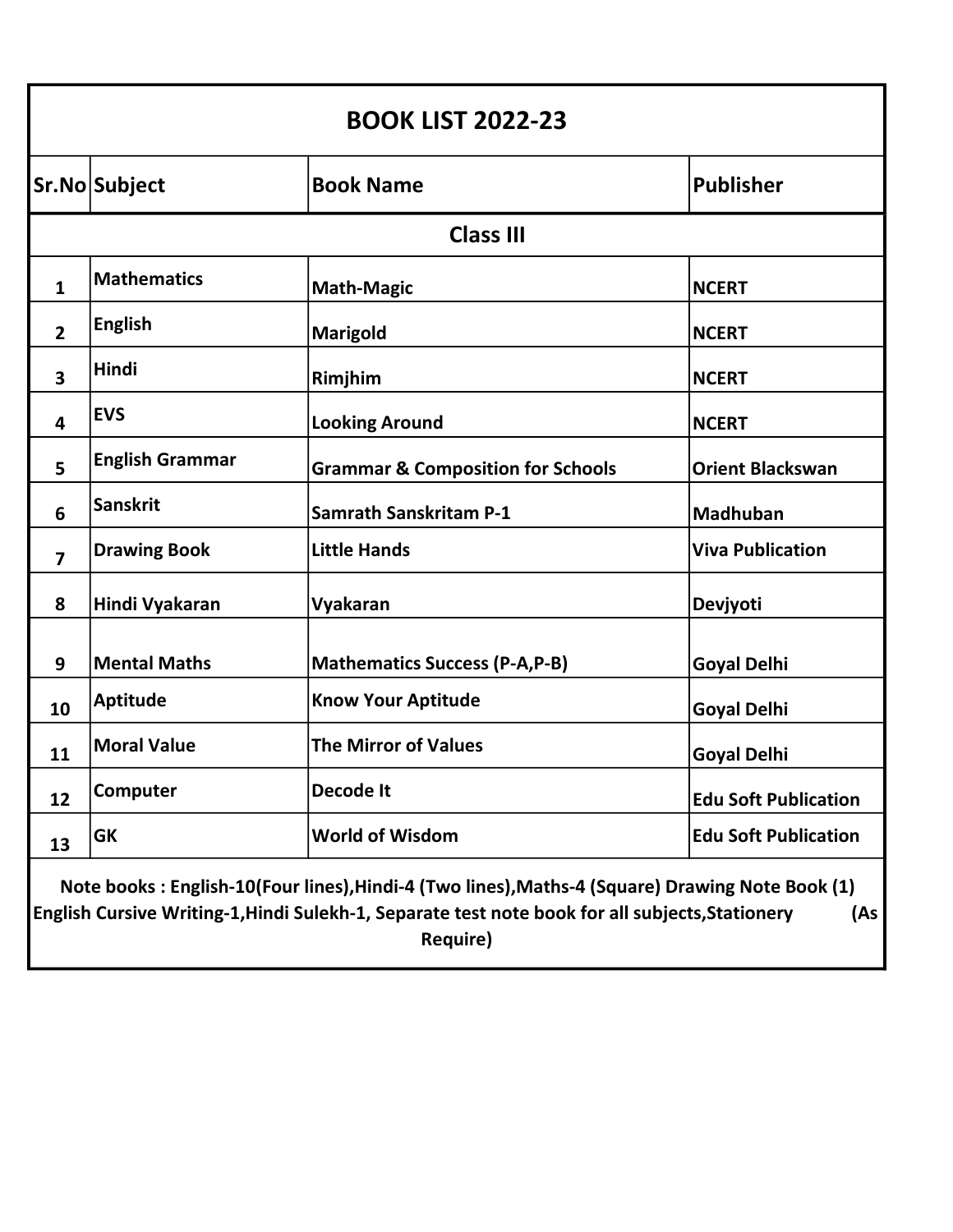# BOOK LIST 2022-23

| Sr.No | Subject | Book Name | Publisher |
|---|---|---|---|
| | | **Class III** | |
| 1 | Mathematics | Math-Magic | NCERT |
| 2 | English | Marigold | NCERT |
| 3 | Hindi | Rimjhim | NCERT |
| 4 | EVS | Looking Around | NCERT |
| 5 | English Grammar | Grammar & Composition for Schools | Orient Blackswan |
| 6 | Sanskrit | Samrath Sanskritam P-1 | Madhuban |
| 7 | Drawing Book | Little Hands | Viva Publication |
| 8 | Hindi Vyakaran | Vyakaran | Devjyoti |
| 9 | Mental Maths | Mathematics Success (P-A,P-B) | Goyal Delhi |
| 10 | Aptitude | Know Your Aptitude | Goyal Delhi |
| 11 | Moral Value | The Mirror of Values | Goyal Delhi |
| 12 | Computer | Decode It | Edu Soft Publication |
| 13 | GK | World of Wisdom | Edu Soft Publication |

**Note books : English-10(Four lines),Hindi-4 (Two lines),Maths-4 (Square) Drawing Note Book (1) English Cursive Writing-1,Hindi Sulekh-1, Separate test note book for all subjects,Stationery (As Require)**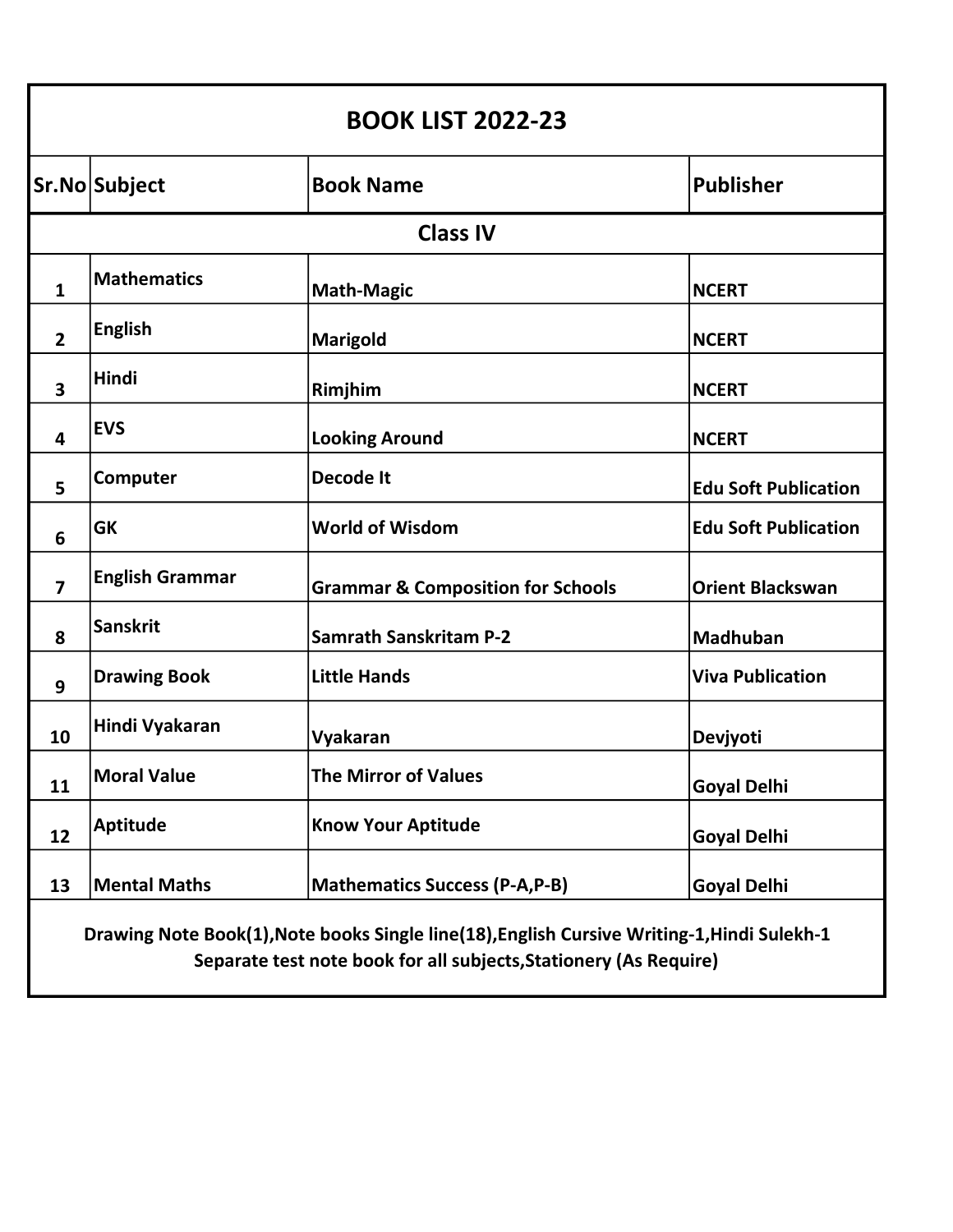# BOOK LIST 2022-23

| Sr.No | Subject | Book Name | Publisher |
|---|---|---|---|
| **Class IV** | | | |
| 1 | Mathematics | Math-Magic | NCERT |
| 2 | English | Marigold | NCERT |
| 3 | Hindi | Rimjhim | NCERT |
| 4 | EVS | Looking Around | NCERT |
| 5 | Computer | Decode It | Edu Soft Publication |
| 6 | GK | World of Wisdom | Edu Soft Publication |
| 7 | English Grammar | Grammar & Composition for Schools | Orient Blackswan |
| 8 | Sanskrit | Samrath Sanskritam P-2 | Madhuban |
| 9 | Drawing Book | Little Hands | Viva Publication |
| 10 | Hindi Vyakaran | Vyakaran | Devjyoti |
| 11 | Moral Value | The Mirror of Values | Goyal Delhi |
| 12 | Aptitude | Know Your Aptitude | Goyal Delhi |
| 13 | Mental Maths | Mathematics Success (P-A,P-B) | Goyal Delhi |

**Drawing Note Book(1),Note books Single line(18),English Cursive Writing-1,Hindi Sulekh-1**
**Separate test note book for all subjects,Stationery (As Require)**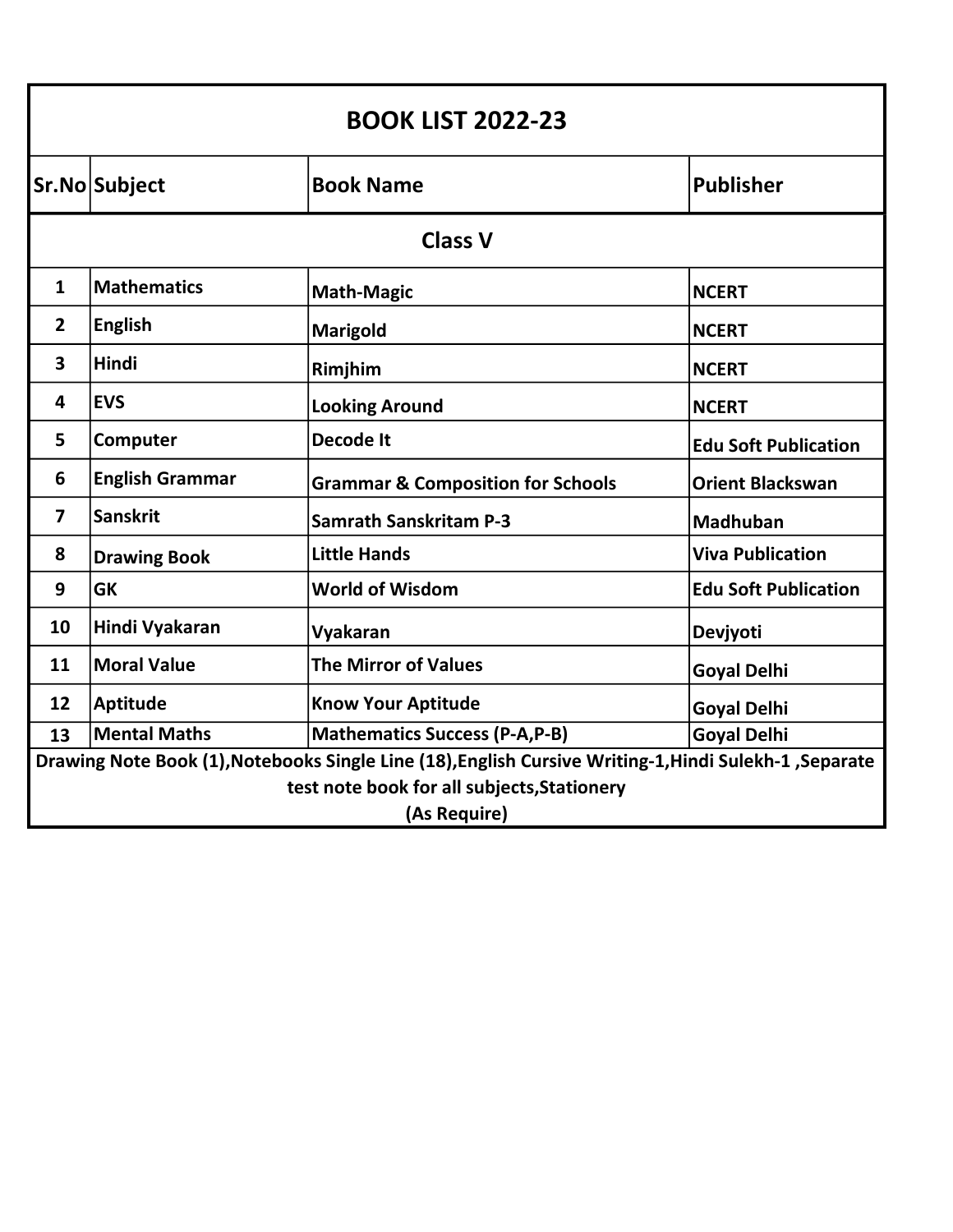# BOOK LIST 2022-23

| Sr.No | Subject | Book Name | Publisher |
|---|---|---|---|
| | | **Class V** | |
| 1 | Mathematics | Math-Magic | NCERT |
| 2 | English | Marigold | NCERT |
| 3 | Hindi | Rimjhim | NCERT |
| 4 | EVS | Looking Around | NCERT |
| 5 | Computer | Decode It | Edu Soft Publication |
| 6 | English Grammar | Grammar & Composition for Schools | Orient Blackswan |
| 7 | Sanskrit | Samrath Sanskritam P-3 | Madhuban |
| 8 | Drawing Book | Little Hands | Viva Publication |
| 9 | GK | World of Wisdom | Edu Soft Publication |
| 10 | Hindi Vyakaran | Vyakaran | Devjyoti |
| 11 | Moral Value | The Mirror of Values | Goyal Delhi |
| 12 | Aptitude | Know Your Aptitude | Goyal Delhi |
| 13 | Mental Maths | Mathematics Success (P-A,P-B) | Goyal Delhi |

Drawing Note Book (1),Notebooks Single Line (18),English Cursive Writing-1,Hindi Sulekh-1 ,Separate test note book for all subjects,Stationery
(As Require)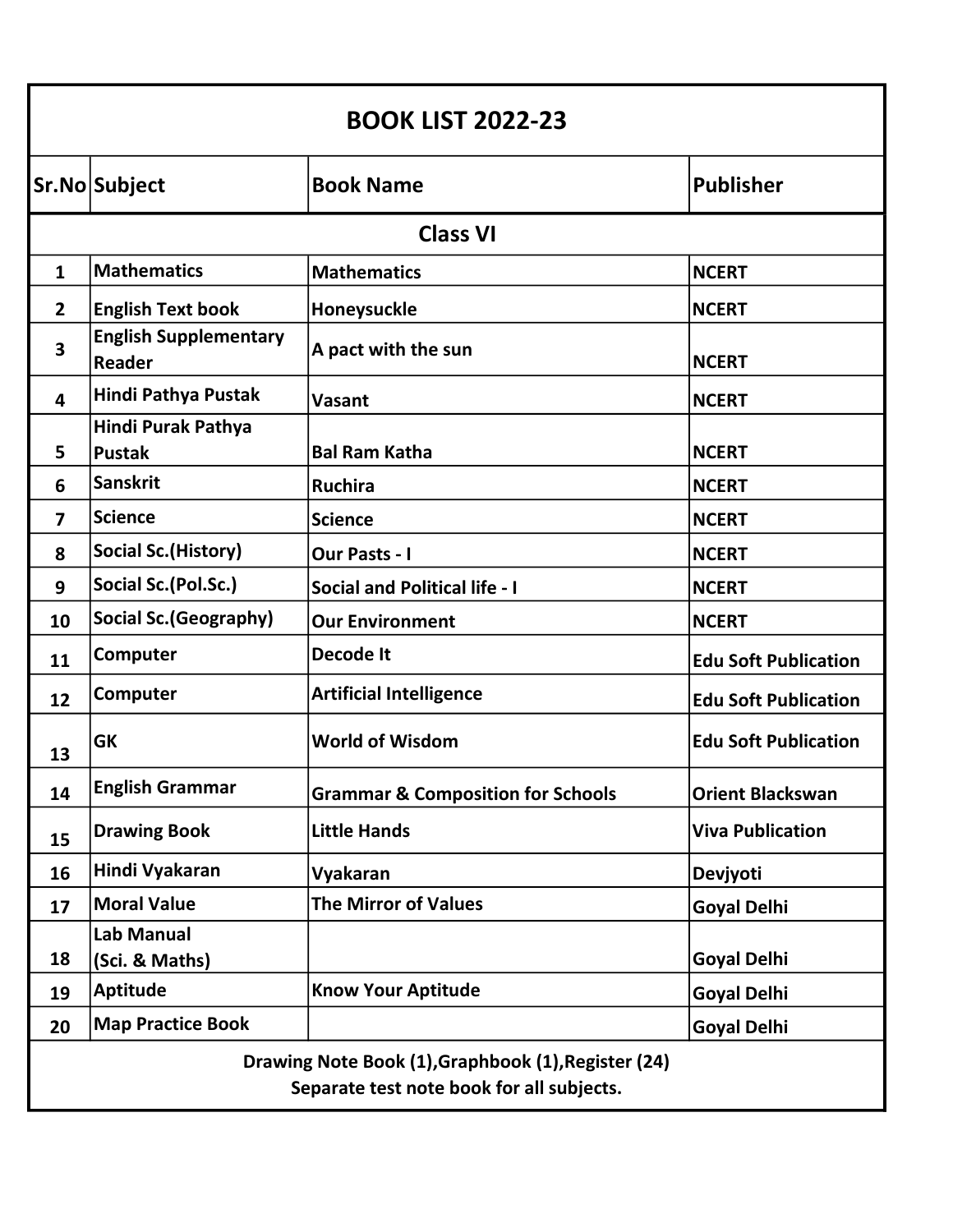# BOOK LIST 2022-23

| Sr.No | Subject | Book Name | Publisher |
|---|---|---|---|
| | | **Class VI** | |
| 1 | Mathematics | Mathematics | NCERT |
| 2 | English Text book | Honeysuckle | NCERT |
| 3 | English Supplementary Reader | A pact with the sun | NCERT |
| 4 | Hindi Pathya Pustak | Vasant | NCERT |
| 5 | Hindi Purak Pathya Pustak | Bal Ram Katha | NCERT |
| 6 | Sanskrit | Ruchira | NCERT |
| 7 | Science | Science | NCERT |
| 8 | Social Sc.(History) | Our Pasts - I | NCERT |
| 9 | Social Sc.(Pol.Sc.) | Social and Political life - I | NCERT |
| 10 | Social Sc.(Geography) | Our Environment | NCERT |
| 11 | Computer | Decode It | Edu Soft Publication |
| 12 | Computer | Artificial Intelligence | Edu Soft Publication |
| 13 | GK | World of Wisdom | Edu Soft Publication |
| 14 | English Grammar | Grammar & Composition for Schools | Orient Blackswan |
| 15 | Drawing Book | Little Hands | Viva Publication |
| 16 | Hindi Vyakaran | Vyakaran | Devjyoti |
| 17 | Moral Value | The Mirror of Values | Goyal Delhi |
| 18 | Lab Manual (Sci. & Maths) | | Goyal Delhi |
| 19 | Aptitude | Know Your Aptitude | Goyal Delhi |
| 20 | Map Practice Book | | Goyal Delhi |

**Drawing Note Book (1),Graphbook (1),Register (24)**
**Separate test note book for all subjects.**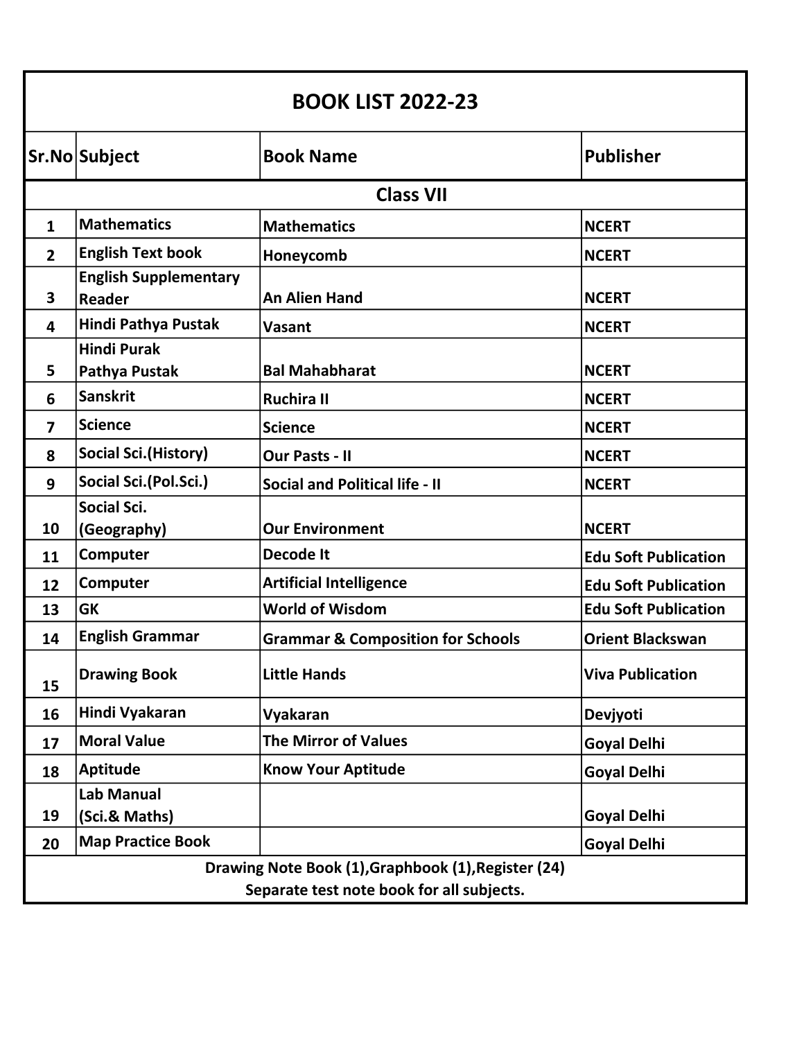# BOOK LIST 2022-23

| Sr.No | Subject | Book Name | Publisher |
|---|---|---|---|
| | | **Class VII** | |
| 1 | Mathematics | Mathematics | NCERT |
| 2 | English Text book | Honeycomb | NCERT |
| 3 | English Supplementary Reader | An Alien Hand | NCERT |
| 4 | Hindi Pathya Pustak | Vasant | NCERT |
| 5 | Hindi Purak Pathya Pustak | Bal Mahabharat | NCERT |
| 6 | Sanskrit | Ruchira II | NCERT |
| 7 | Science | Science | NCERT |
| 8 | Social Sci.(History) | Our Pasts - II | NCERT |
| 9 | Social Sci.(Pol.Sci.) | Social and Political life - II | NCERT |
| 10 | Social Sci. (Geography) | Our Environment | NCERT |
| 11 | Computer | Decode It | Edu Soft Publication |
| 12 | Computer | Artificial Intelligence | Edu Soft Publication |
| 13 | GK | World of Wisdom | Edu Soft Publication |
| 14 | English Grammar | Grammar & Composition for Schools | Orient Blackswan |
| 15 | Drawing Book | Little Hands | Viva Publication |
| 16 | Hindi Vyakaran | Vyakaran | Devjyoti |
| 17 | Moral Value | The Mirror of Values | Goyal Delhi |
| 18 | Aptitude | Know Your Aptitude | Goyal Delhi |
| 19 | Lab Manual (Sci.& Maths) | | Goyal Delhi |
| 20 | Map Practice Book | | Goyal Delhi |

Drawing Note Book (1),Graphbook (1),Register (24)
Separate test note book for all subjects.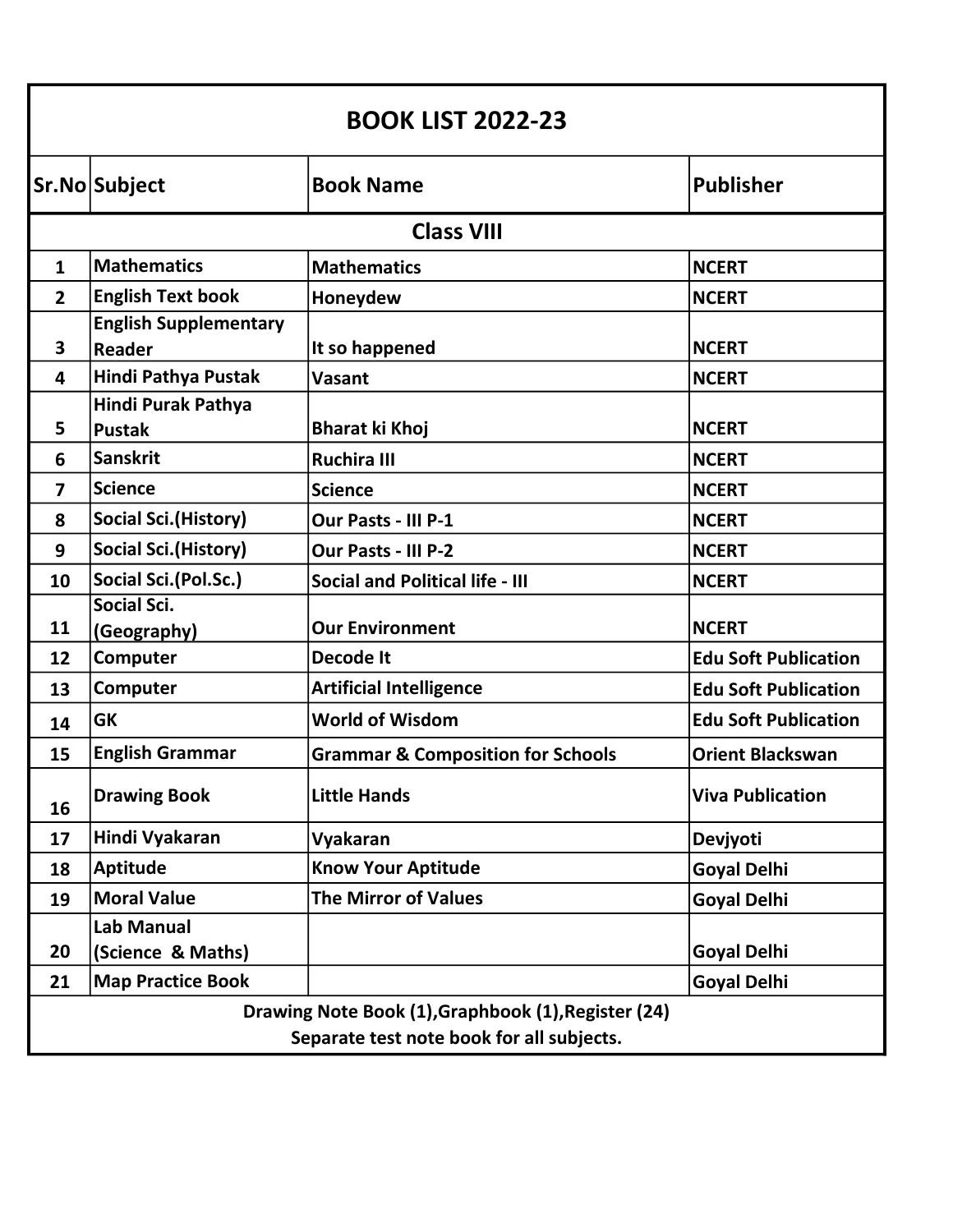# BOOK LIST 2022-23

| Sr.No | Subject | Book Name | Publisher |
|---|---|---|---|
| **Class VIII** | | | |
| 1 | Mathematics | Mathematics | NCERT |
| 2 | English Text book | Honeydew | NCERT |
| 3 | English Supplementary Reader | It so happened | NCERT |
| 4 | Hindi Pathya Pustak | Vasant | NCERT |
| 5 | Hindi Purak Pathya Pustak | Bharat ki Khoj | NCERT |
| 6 | Sanskrit | Ruchira III | NCERT |
| 7 | Science | Science | NCERT |
| 8 | Social Sci.(History) | Our Pasts - III P-1 | NCERT |
| 9 | Social Sci.(History) | Our Pasts - III P-2 | NCERT |
| 10 | Social Sci.(Pol.Sc.) | Social and Political life - III | NCERT |
| 11 | Social Sci. (Geography) | Our Environment | NCERT |
| 12 | Computer | Decode It | Edu Soft Publication |
| 13 | Computer | Artificial Intelligence | Edu Soft Publication |
| 14 | GK | World of Wisdom | Edu Soft Publication |
| 15 | English Grammar | Grammar & Composition for Schools | Orient Blackswan |
| 16 | Drawing Book | Little Hands | Viva Publication |
| 17 | Hindi Vyakaran | Vyakaran | Devjyoti |
| 18 | Aptitude | Know Your Aptitude | Goyal Delhi |
| 19 | Moral Value | The Mirror of Values | Goyal Delhi |
| 20 | Lab Manual (Science & Maths) | | Goyal Delhi |
| 21 | Map Practice Book | | Goyal Delhi |

**Drawing Note Book (1),Graphbook (1),Register (24)**
**Separate test note book for all subjects.**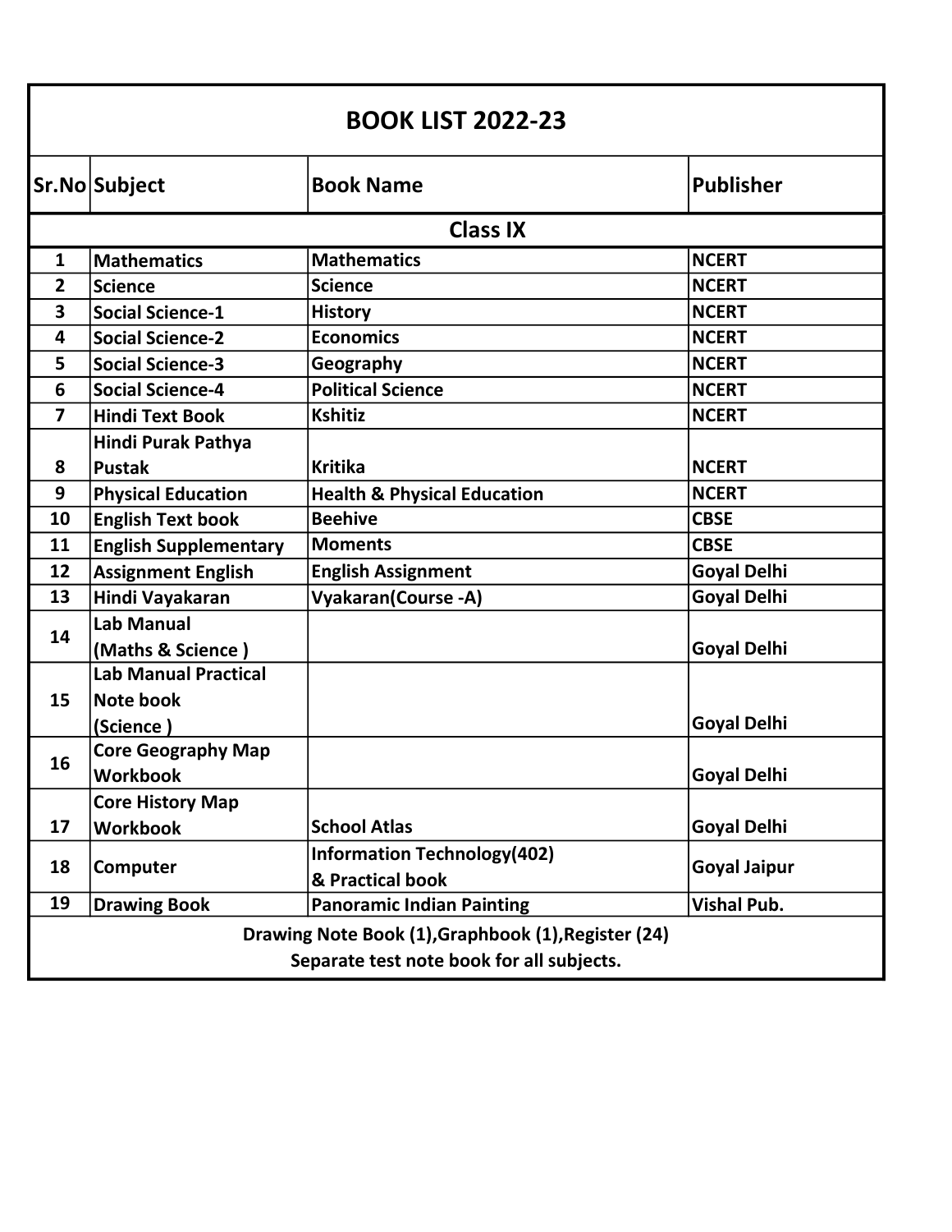# BOOK LIST 2022-23

| Sr.No | Subject | Book Name | Publisher |
|---|---|---|---|
| | | **Class IX** | |
| 1 | Mathematics | Mathematics | NCERT |
| 2 | Science | Science | NCERT |
| 3 | Social Science-1 | History | NCERT |
| 4 | Social Science-2 | Economics | NCERT |
| 5 | Social Science-3 | Geography | NCERT |
| 6 | Social Science-4 | Political Science | NCERT |
| 7 | Hindi Text Book | Kshitiz | NCERT |
| 8 | Hindi Purak Pathya Pustak | Kritika | NCERT |
| 9 | Physical Education | Health & Physical Education | NCERT |
| 10 | English Text book | Beehive | CBSE |
| 11 | English Supplementary | Moments | CBSE |
| 12 | Assignment English | English Assignment | Goyal Delhi |
| 13 | Hindi Vayakaran | Vyakaran(Course -A) | Goyal Delhi |
| 14 | Lab Manual (Maths & Science ) | | Goyal Delhi |
| 15 | Lab Manual Practical Note book (Science ) | | Goyal Delhi |
| 16 | Core Geography Map Workbook | | Goyal Delhi |
| 17 | Core History Map Workbook | School Atlas | Goyal Delhi |
| 18 | Computer | Information Technology(402) & Practical book | Goyal Jaipur |
| 19 | Drawing Book | Panoramic Indian Painting | Vishal Pub. |

**Drawing Note Book (1),Graphbook (1),Register (24)**
**Separate test note book for all subjects.**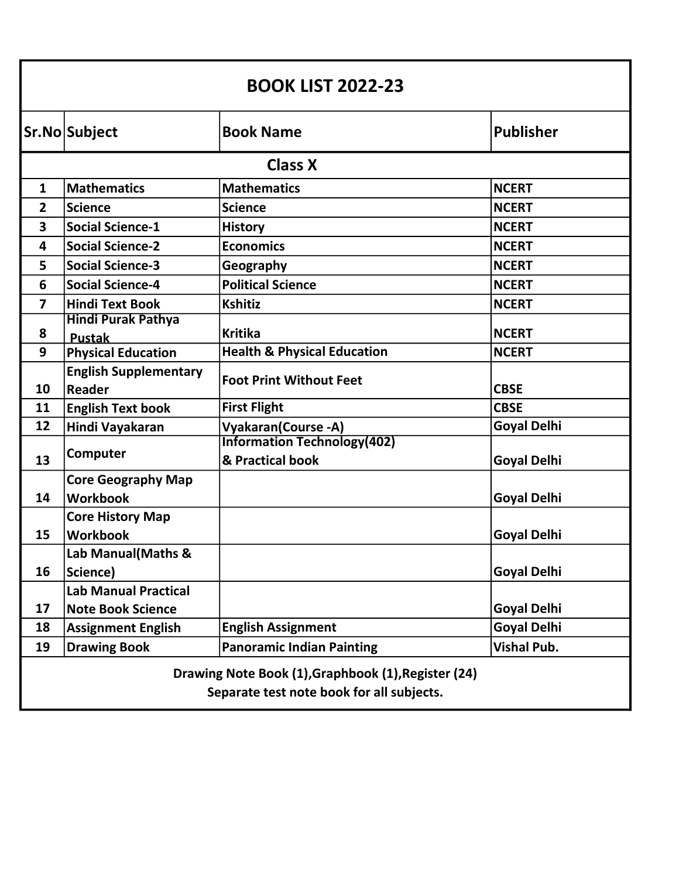# BOOK LIST 2022-23

| Sr.No | Subject | Book Name | Publisher |
|---|---|---|---|
| | | **Class X** | |
| 1 | Mathematics | Mathematics | NCERT |
| 2 | Science | Science | NCERT |
| 3 | Social Science-1 | History | NCERT |
| 4 | Social Science-2 | Economics | NCERT |
| 5 | Social Science-3 | Geography | NCERT |
| 6 | Social Science-4 | Political Science | NCERT |
| 7 | Hindi Text Book | Kshitiz | NCERT |
| 8 | Hindi Purak Pathya Pustak | Kritika | NCERT |
| 9 | Physical Education | Health & Physical Education | NCERT |
| 10 | English Supplementary Reader | Foot Print Without Feet | CBSE |
| 11 | English Text book | First Flight | CBSE |
| 12 | Hindi Vayakaran | Vyakaran(Course -A) | Goyal Delhi |
| 13 | Computer | Information Technology(402) & Practical book | Goyal Delhi |
| 14 | Core Geography Map Workbook | | Goyal Delhi |
| 15 | Core History Map Workbook | | Goyal Delhi |
| 16 | Lab Manual(Maths & Science) | | Goyal Delhi |
| 17 | Lab Manual Practical Note Book Science | | Goyal Delhi |
| 18 | Assignment English | English Assignment | Goyal Delhi |
| 19 | Drawing Book | Panoramic Indian Painting | Vishal Pub. |

**Drawing Note Book (1),Graphbook (1),Register (24)**
**Separate test note book for all subjects.**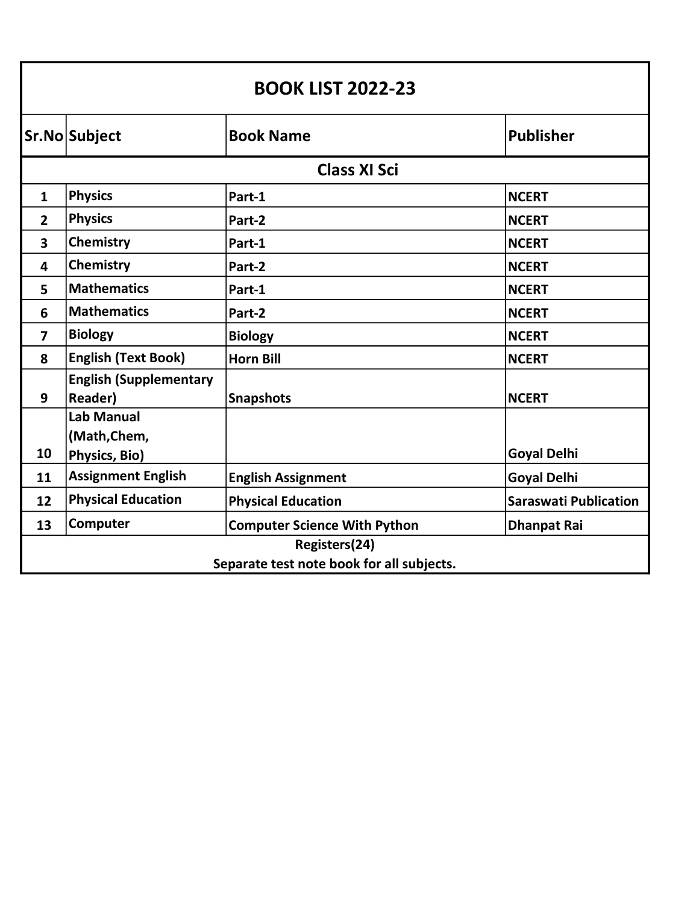# BOOK LIST 2022-23

| Sr.No | Subject | Book Name | Publisher |
|---|---|---|---|
| | | **Class XI Sci** | |
| 1 | Physics | Part-1 | NCERT |
| 2 | Physics | Part-2 | NCERT |
| 3 | Chemistry | Part-1 | NCERT |
| 4 | Chemistry | Part-2 | NCERT |
| 5 | Mathematics | Part-1 | NCERT |
| 6 | Mathematics | Part-2 | NCERT |
| 7 | Biology | Biology | NCERT |
| 8 | English (Text Book) | Horn Bill | NCERT |
| 9 | English (Supplementary Reader) | Snapshots | NCERT |
| 10 | Lab Manual (Math,Chem, Physics, Bio) | | Goyal Delhi |
| 11 | Assignment English | English Assignment | Goyal Delhi |
| 12 | Physical Education | Physical Education | Saraswati Publication |
| 13 | Computer | Computer Science With Python | Dhanpat Rai |

Registers(24)

Separate test note book for all subjects.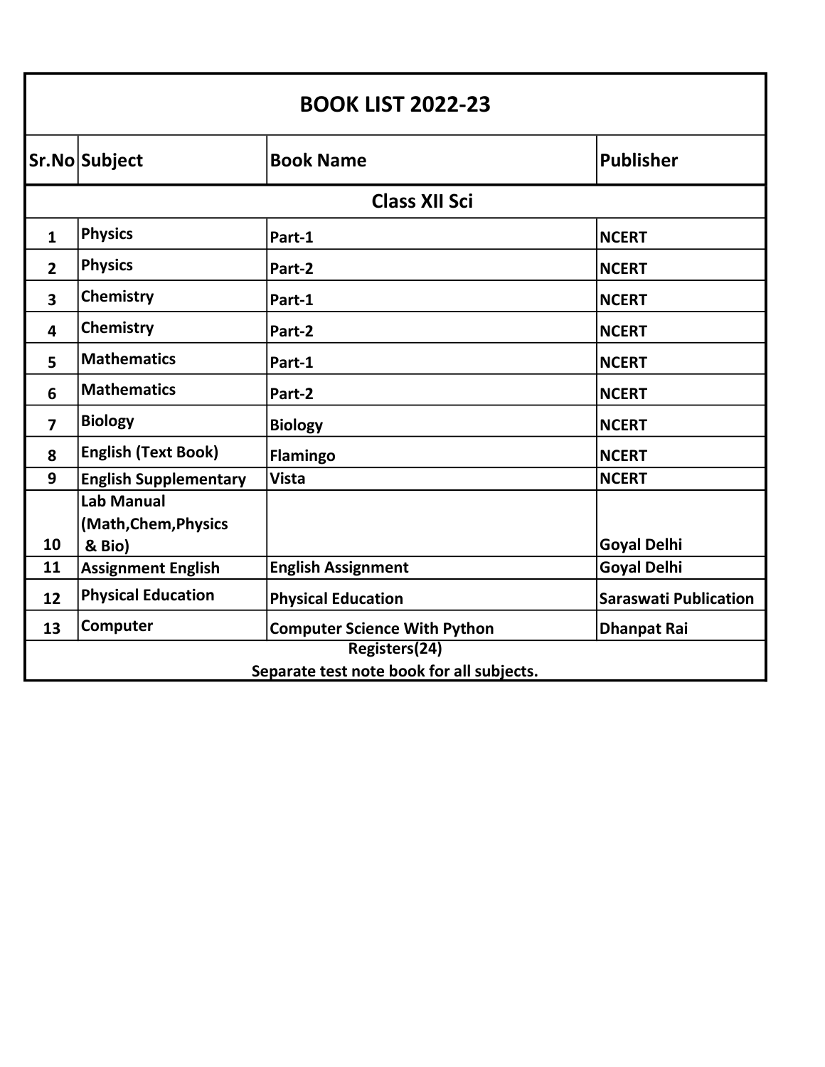# BOOK LIST 2022-23

| Sr.No | Subject | Book Name | Publisher |
|---|---|---|---|
| **Class XII Sci** | | | |
| 1 | Physics | Part-1 | NCERT |
| 2 | Physics | Part-2 | NCERT |
| 3 | Chemistry | Part-1 | NCERT |
| 4 | Chemistry | Part-2 | NCERT |
| 5 | Mathematics | Part-1 | NCERT |
| 6 | Mathematics | Part-2 | NCERT |
| 7 | Biology | Biology | NCERT |
| 8 | English (Text Book) | Flamingo | NCERT |
| 9 | English Supplementary | Vista | NCERT |
| 10 | Lab Manual (Math,Chem,Physics & Bio) | | Goyal Delhi |
| 11 | Assignment English | English Assignment | Goyal Delhi |
| 12 | Physical Education | Physical Education | Saraswati Publication |
| 13 | Computer | Computer Science With Python | Dhanpat Rai |

**Registers(24)**

**Separate test note book for all subjects.**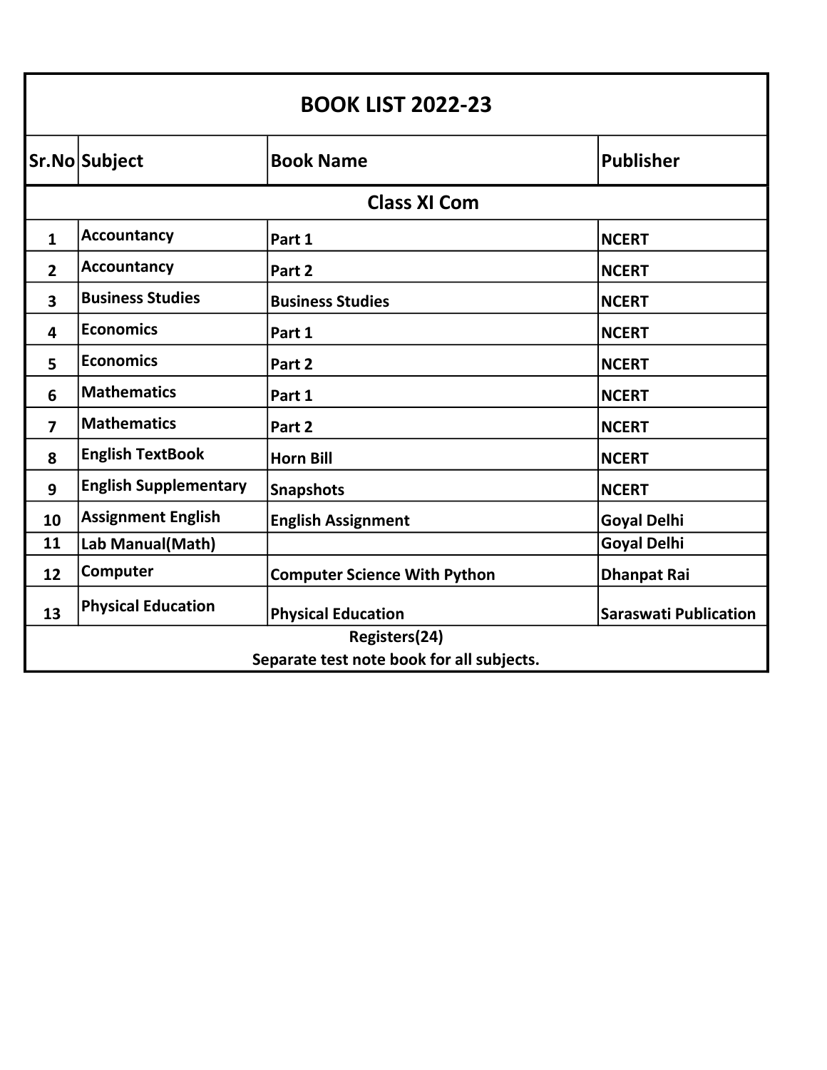# BOOK LIST 2022-23

| Sr.No | Subject | Book Name | Publisher |
|---|---|---|---|
| **Class XI Com** | | | |
| 1 | Accountancy | Part 1 | NCERT |
| 2 | Accountancy | Part 2 | NCERT |
| 3 | Business Studies | Business Studies | NCERT |
| 4 | Economics | Part 1 | NCERT |
| 5 | Economics | Part 2 | NCERT |
| 6 | Mathematics | Part 1 | NCERT |
| 7 | Mathematics | Part 2 | NCERT |
| 8 | English TextBook | Horn Bill | NCERT |
| 9 | English Supplementary | Snapshots | NCERT |
| 10 | Assignment English | English Assignment | Goyal Delhi |
| 11 | Lab Manual(Math) | | Goyal Delhi |
| 12 | Computer | Computer Science With Python | Dhanpat Rai |
| 13 | Physical Education | Physical Education | Saraswati Publication |

Registers(24)

Separate test note book for all subjects.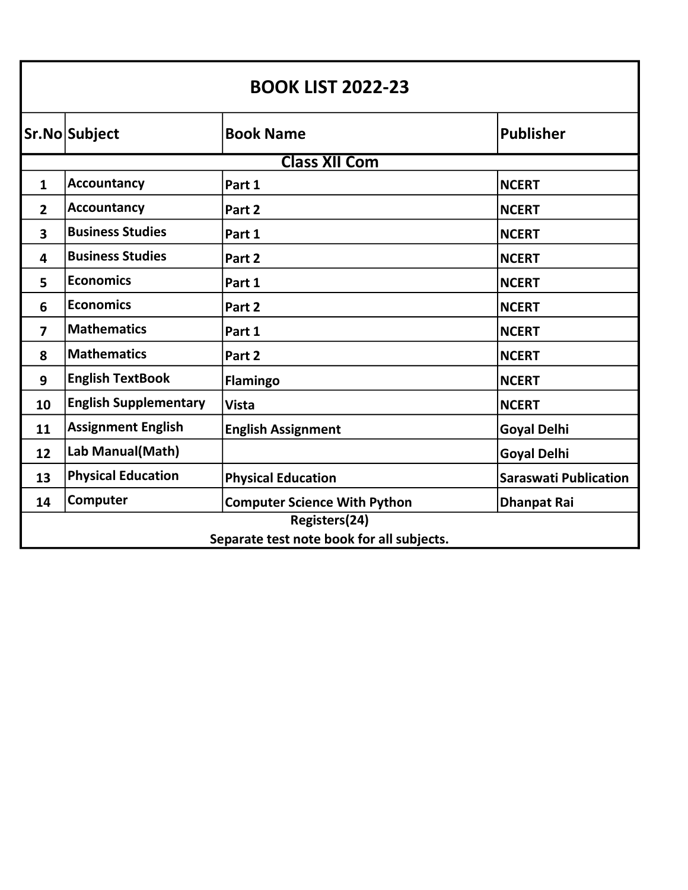# BOOK LIST 2022-23

| Sr.No | Subject | Book Name | Publisher |
| --- | --- | --- | --- |
| | | **Class XII Com** | |
| 1 | Accountancy | Part 1 | NCERT |
| 2 | Accountancy | Part 2 | NCERT |
| 3 | Business Studies | Part 1 | NCERT |
| 4 | Business Studies | Part 2 | NCERT |
| 5 | Economics | Part 1 | NCERT |
| 6 | Economics | Part 2 | NCERT |
| 7 | Mathematics | Part 1 | NCERT |
| 8 | Mathematics | Part 2 | NCERT |
| 9 | English TextBook | Flamingo | NCERT |
| 10 | English Supplementary | Vista | NCERT |
| 11 | Assignment English | English Assignment | Goyal Delhi |
| 12 | Lab Manual(Math) | | Goyal Delhi |
| 13 | Physical Education | Physical Education | Saraswati Publication |
| 14 | Computer | Computer Science With Python | Dhanpat Rai |

Registers(24)

Separate test note book for all subjects.